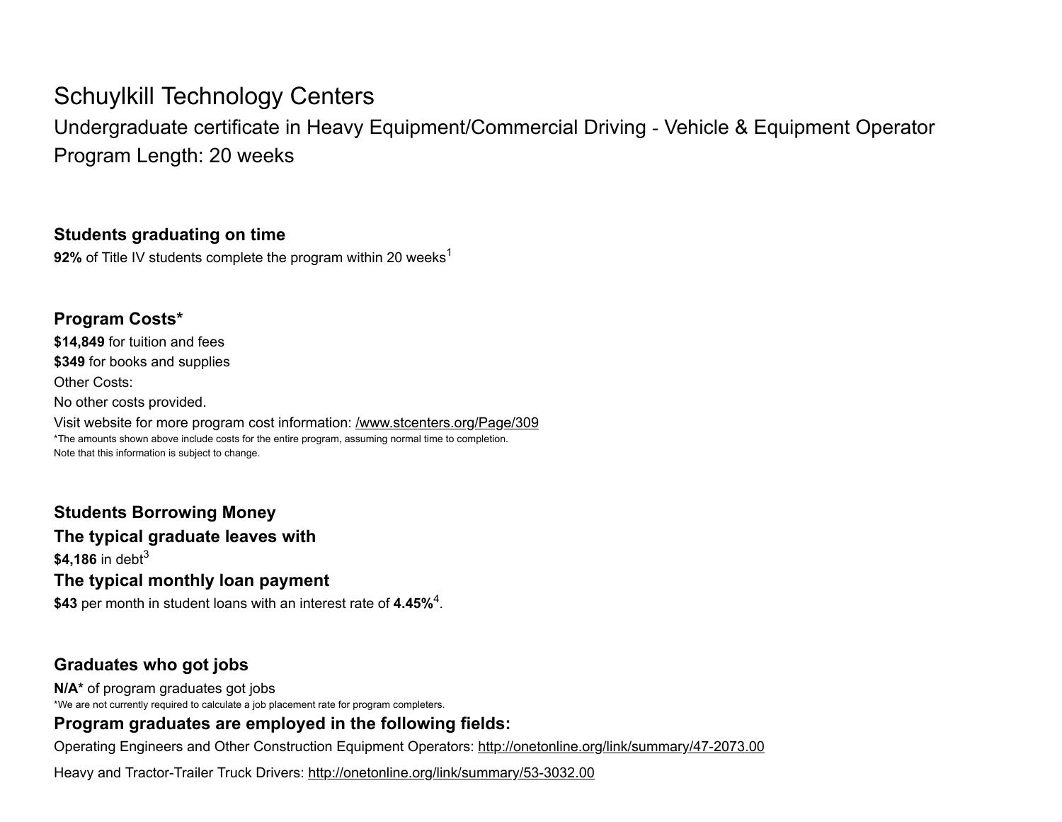# Schuylkill Technology Centers

## Undergraduate certificate in Heavy Equipment/Commercial Driving - Vehicle & Equipment Operator

## Program Length: 20 weeks

### Students graduating on time

**92%** of Title IV students complete the program within 20 weeks[1]

### Program Costs*

**$14,849** for tuition and fees

**$349** for books and supplies

Other Costs:

No other costs provided.

Visit website for more program cost information: /www.stcenters.org/Page/309

*The amounts shown above include costs for the entire program, assuming normal time to completion.
Note that this information is subject to change.

### Students Borrowing Money

### The typical graduate leaves with

**$4,186** in debt[3]

### The typical monthly loan payment

**$43** per month in student loans with an interest rate of **4.45%**[4].

### Graduates who got jobs

**N/A*** of program graduates got jobs

*We are not currently required to calculate a job placement rate for program completers.

### Program graduates are employed in the following fields:

Operating Engineers and Other Construction Equipment Operators: http://onetonline.org/link/summary/47-2073.00

Heavy and Tractor-Trailer Truck Drivers: http://onetonline.org/link/summary/53-3032.00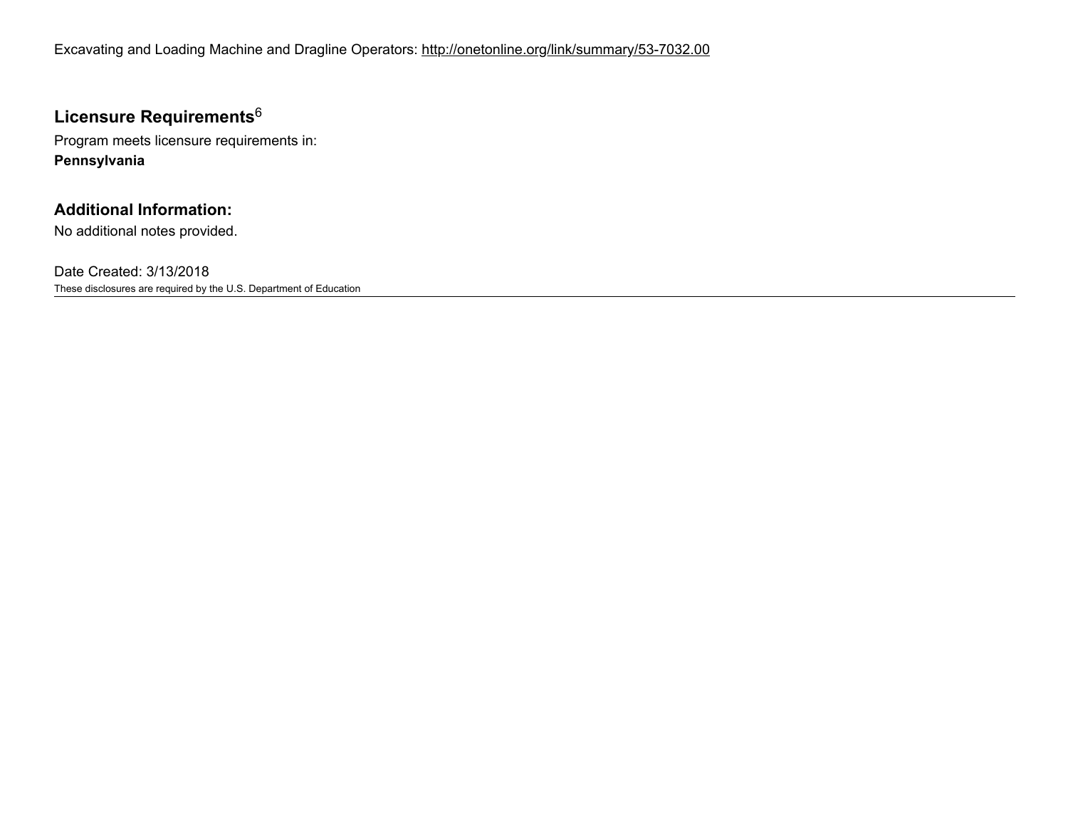Excavating and Loading Machine and Dragline Operators: http://onetonline.org/link/summary/53-7032.00

## Licensure Requirements[6]

Program meets licensure requirements in:

**Pennsylvania**

## Additional Information:

No additional notes provided.

Date Created: 3/13/2018

These disclosures are required by the U.S. Department of Education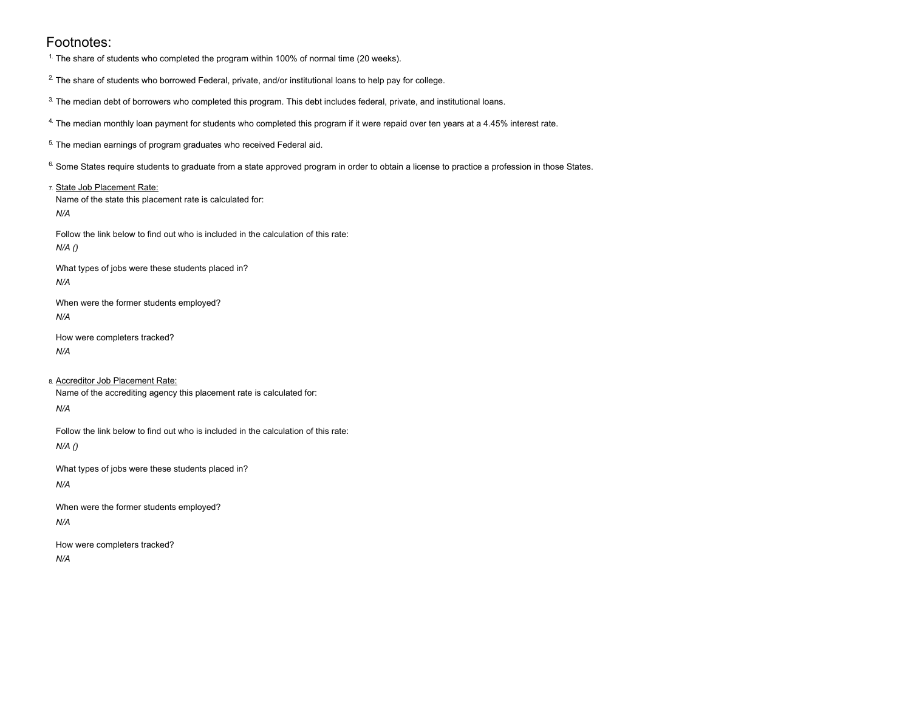# Footnotes:

[1] The share of students who completed the program within 100% of normal time (20 weeks).

[2] The share of students who borrowed Federal, private, and/or institutional loans to help pay for college.

[3] The median debt of borrowers who completed this program. This debt includes federal, private, and institutional loans.

[4] The median monthly loan payment for students who completed this program if it were repaid over ten years at a 4.45% interest rate.

[5] The median earnings of program graduates who received Federal aid.

[6] Some States require students to graduate from a state approved program in order to obtain a license to practice a profession in those States.

[7] State Job Placement Rate:

Name of the state this placement rate is calculated for:

*N/A*

Follow the link below to find out who is included in the calculation of this rate:

*N/A ()*

What types of jobs were these students placed in?

*N/A*

When were the former students employed?

*N/A*

How were completers tracked?

*N/A*

[8] Accreditor Job Placement Rate:

Name of the accrediting agency this placement rate is calculated for:

*N/A*

Follow the link below to find out who is included in the calculation of this rate:

*N/A ()*

What types of jobs were these students placed in?

*N/A*

When were the former students employed?

*N/A*

How were completers tracked?

*N/A*